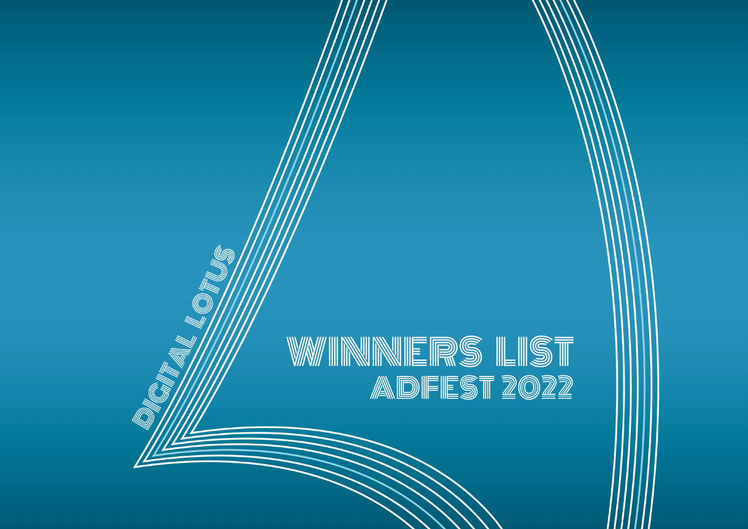DIGITAL LOTUS

# WINNERS LIST

## ADFEST 2022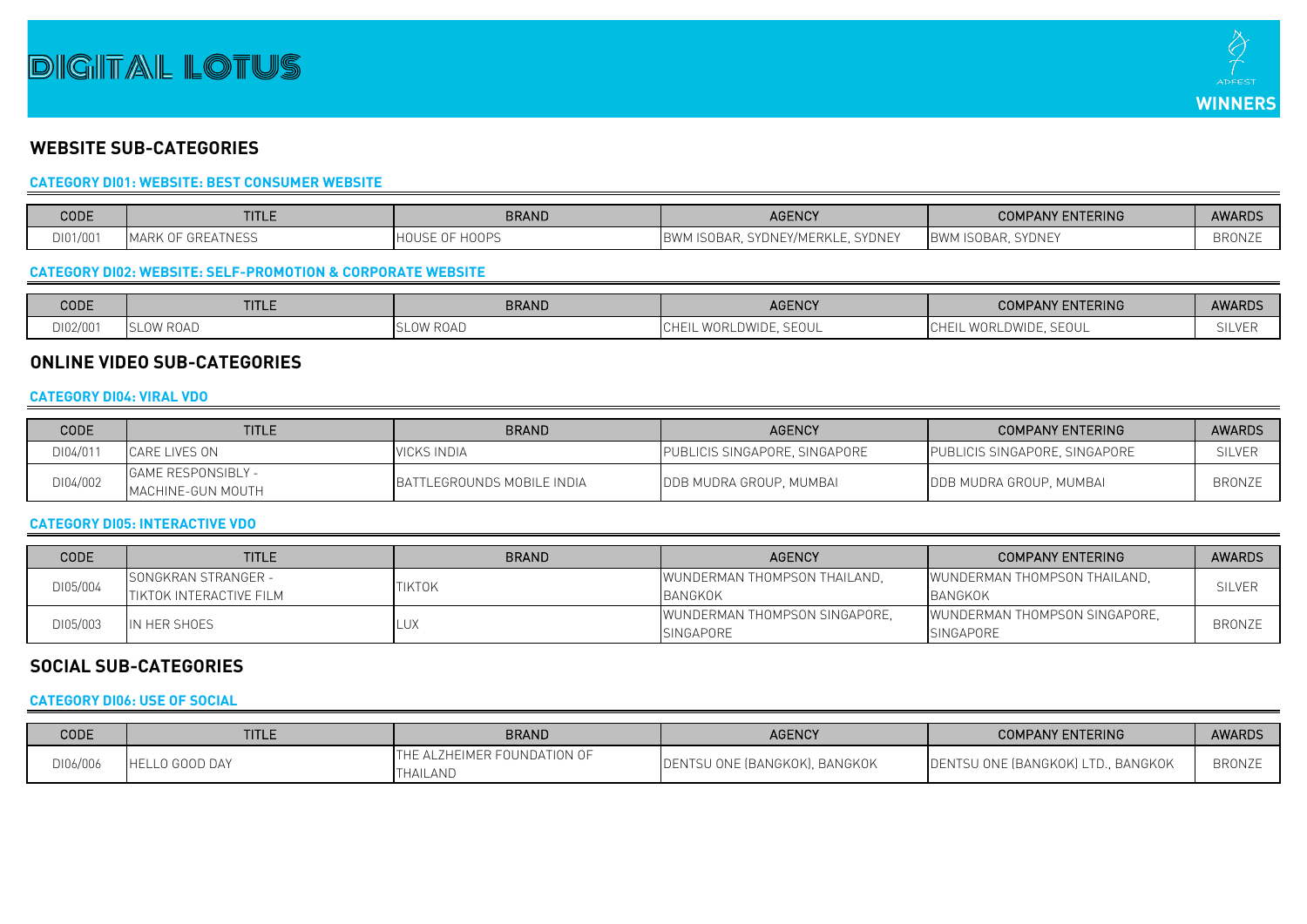# DIGITAL LOTUS

ADFEST WINNERS

## WEBSITE SUB-CATEGORIES

### CATEGORY DI01: WEBSITE: BEST CONSUMER WEBSITE

| CODE | TITLE | BRAND | AGENCY | COMPANY ENTERING | AWARDS |
|---|---|---|---|---|---|
| DI01/001 | MARK OF GREATNESS | HOUSE OF HOOPS | BWM ISOBAR, SYDNEY/MERKLE, SYDNEY | BWM ISOBAR, SYDNEY | BRONZE |

### CATEGORY DI02: WEBSITE: SELF-PROMOTION & CORPORATE WEBSITE

| CODE | TITLE | BRAND | AGENCY | COMPANY ENTERING | AWARDS |
|---|---|---|---|---|---|
| DI02/001 | SLOW ROAD | SLOW ROAD | CHEIL WORLDWIDE, SEOUL | CHEIL WORLDWIDE, SEOUL | SILVER |

## ONLINE VIDEO SUB-CATEGORIES

### CATEGORY DI04: VIRAL VDO

| CODE | TITLE | BRAND | AGENCY | COMPANY ENTERING | AWARDS |
|---|---|---|---|---|---|
| DI04/011 | CARE LIVES ON | VICKS INDIA | PUBLICIS SINGAPORE, SINGAPORE | PUBLICIS SINGAPORE, SINGAPORE | SILVER |
| DI04/002 | GAME RESPONSIBLY - MACHINE-GUN MOUTH | BATTLEGROUNDS MOBILE INDIA | DDB MUDRA GROUP, MUMBAI | DDB MUDRA GROUP, MUMBAI | BRONZE |

### CATEGORY DI05: INTERACTIVE VDO

| CODE | TITLE | BRAND | AGENCY | COMPANY ENTERING | AWARDS |
|---|---|---|---|---|---|
| DI05/004 | SONGKRAN STRANGER - TIKTOK INTERACTIVE FILM | TIKTOK | WUNDERMAN THOMPSON THAILAND, BANGKOK | WUNDERMAN THOMPSON THAILAND, BANGKOK | SILVER |
| DI05/003 | IN HER SHOES | LUX | WUNDERMAN THOMPSON SINGAPORE, SINGAPORE | WUNDERMAN THOMPSON SINGAPORE, SINGAPORE | BRONZE |

## SOCIAL SUB-CATEGORIES

### CATEGORY DI06: USE OF SOCIAL

| CODE | TITLE | BRAND | AGENCY | COMPANY ENTERING | AWARDS |
|---|---|---|---|---|---|
| DI06/006 | HELLO GOOD DAY | THE ALZHEIMER FOUNDATION OF THAILAND | DENTSU ONE (BANGKOK), BANGKOK | DENTSU ONE (BANGKOK) LTD., BANGKOK | BRONZE |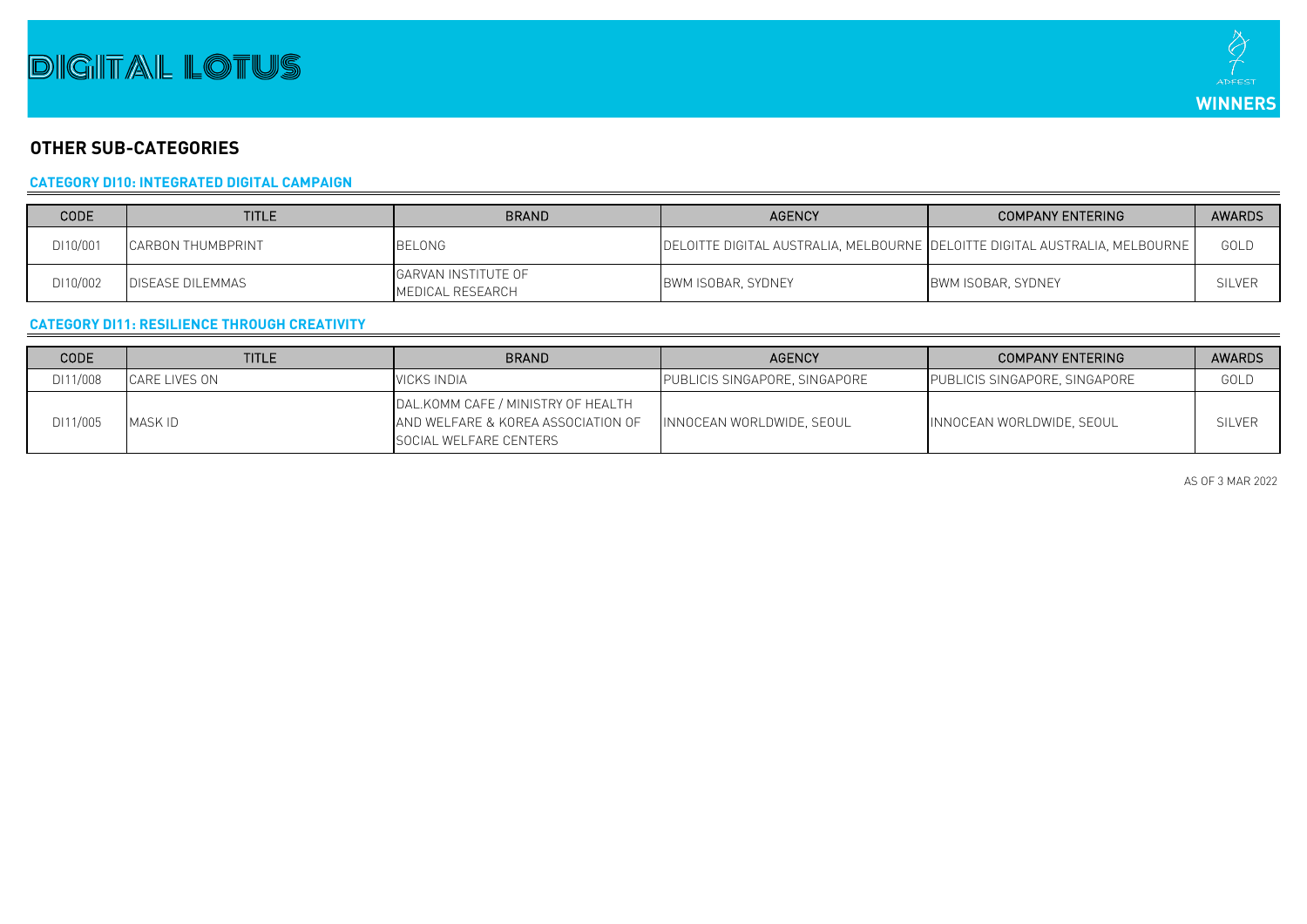# DIGITAL LOTUS

ADFEST **WINNERS**

## OTHER SUB-CATEGORIES

### CATEGORY DI10: INTEGRATED DIGITAL CAMPAIGN

| CODE | TITLE | BRAND | AGENCY | COMPANY ENTERING | AWARDS |
|---|---|---|---|---|---|
| DI10/001 | CARBON THUMBPRINT | BELONG | DELOITTE DIGITAL AUSTRALIA, MELBOURNE | DELOITTE DIGITAL AUSTRALIA, MELBOURNE | GOLD |
| DI10/002 | DISEASE DILEMMAS | GARVAN INSTITUTE OF MEDICAL RESEARCH | BWM ISOBAR, SYDNEY | BWM ISOBAR, SYDNEY | SILVER |

### CATEGORY DI11: RESILIENCE THROUGH CREATIVITY

| CODE | TITLE | BRAND | AGENCY | COMPANY ENTERING | AWARDS |
|---|---|---|---|---|---|
| DI11/008 | CARE LIVES ON | VICKS INDIA | PUBLICIS SINGAPORE, SINGAPORE | PUBLICIS SINGAPORE, SINGAPORE | GOLD |
| DI11/005 | MASK ID | DAL.KOMM CAFE / MINISTRY OF HEALTH AND WELFARE & KOREA ASSOCIATION OF SOCIAL WELFARE CENTERS | INNOCEAN WORLDWIDE, SEOUL | INNOCEAN WORLDWIDE, SEOUL | SILVER |

AS OF 3 MAR 2022